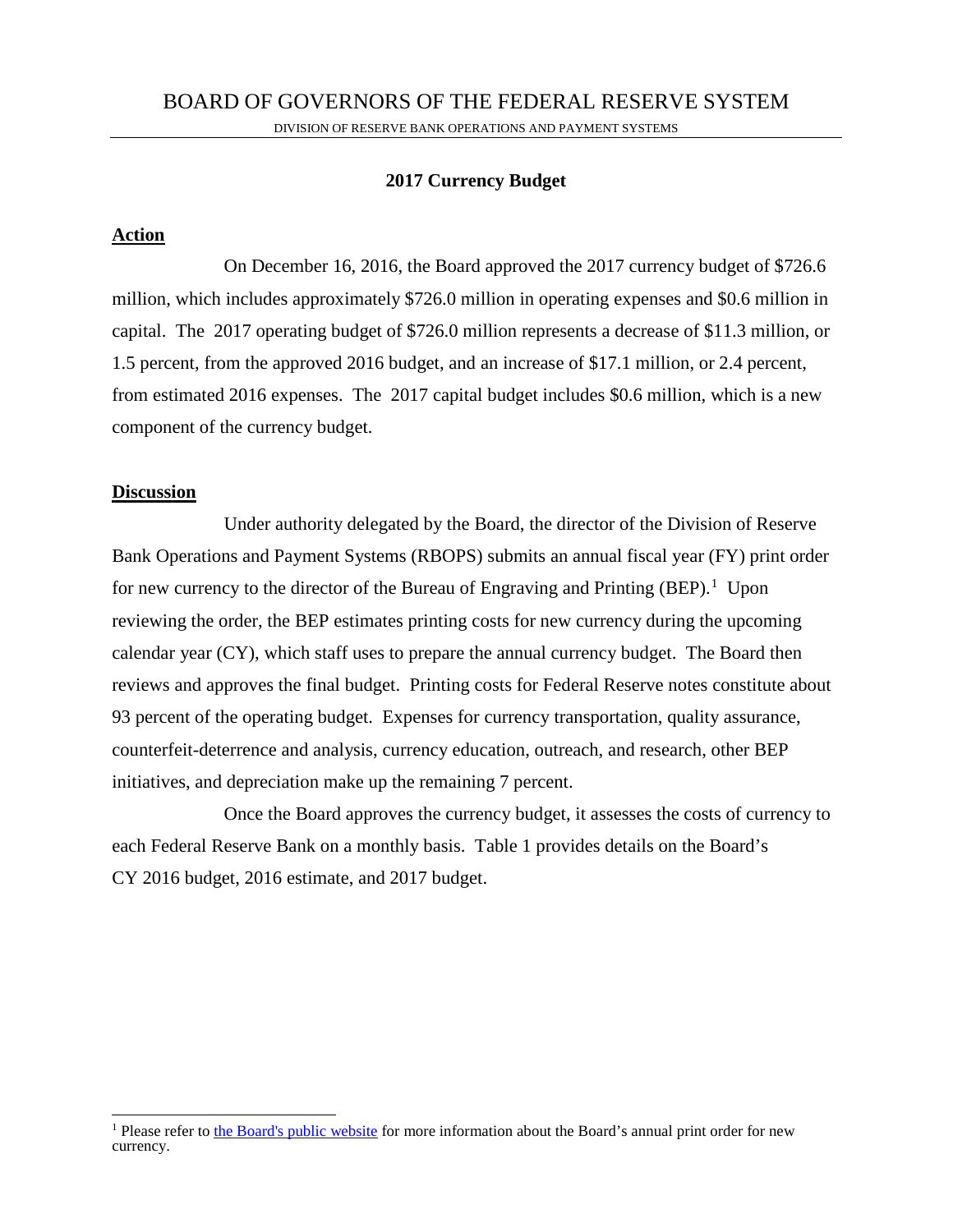# BOARD OF GOVERNORS OF THE FEDERAL RESERVE SYSTEM

DIVISION OF RESERVE BANK OPERATIONS AND PAYMENT SYSTEMS

## 2017 Currency Budget

### Action

On December 16, 2016, the Board approved the 2017 currency budget of $726.6 million, which includes approximately $726.0 million in operating expenses and $0.6 million in capital. The 2017 operating budget of $726.0 million represents a decrease of $11.3 million, or 1.5 percent, from the approved 2016 budget, and an increase of $17.1 million, or 2.4 percent, from estimated 2016 expenses. The 2017 capital budget includes $0.6 million, which is a new component of the currency budget.

### Discussion

Under authority delegated by the Board, the director of the Division of Reserve Bank Operations and Payment Systems (RBOPS) submits an annual fiscal year (FY) print order for new currency to the director of the Bureau of Engraving and Printing (BEP).[1] Upon reviewing the order, the BEP estimates printing costs for new currency during the upcoming calendar year (CY), which staff uses to prepare the annual currency budget. The Board then reviews and approves the final budget. Printing costs for Federal Reserve notes constitute about 93 percent of the operating budget. Expenses for currency transportation, quality assurance, counterfeit-deterrence and analysis, currency education, outreach, and research, other BEP initiatives, and depreciation make up the remaining 7 percent.

Once the Board approves the currency budget, it assesses the costs of currency to each Federal Reserve Bank on a monthly basis. Table 1 provides details on the Board's CY 2016 budget, 2016 estimate, and 2017 budget.

---

[1] Please refer to the Board's public website for more information about the Board's annual print order for new currency.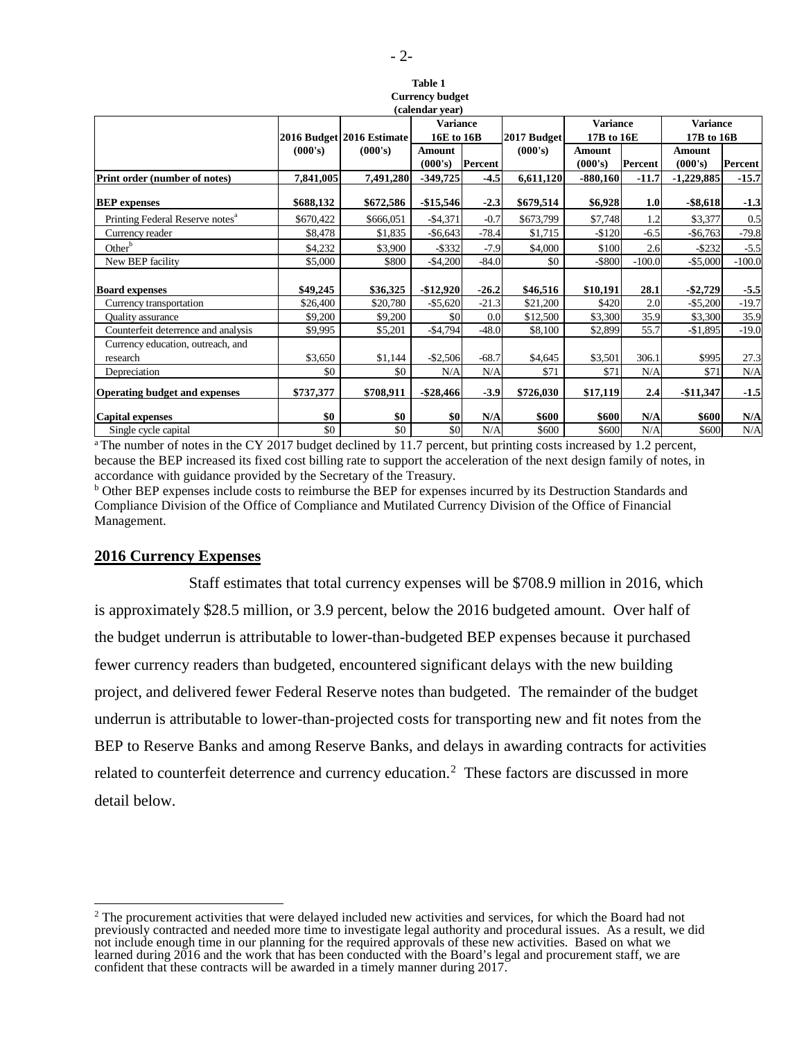**Table 1**
**Currency budget**
**(calendar year)**

| | 2016 Budget (000's) | 2016 Estimate (000's) | Variance 16E to 16B | | 2017 Budget (000's) | Variance 17B to 16E | | Variance 17B to 16B | |
|---|---|---|---|---|---|---|---|---|---|
| | | | Amount (000's) | Percent | | Amount (000's) | Percent | Amount (000's) | Percent |
| **Print order (number of notes)** | **7,841,005** | **7,491,280** | **-349,725** | **-4.5** | **6,611,120** | **-880,160** | **-11.7** | **-1,229,885** | **-15.7** |
| **BEP expenses** | **$688,132** | **$672,586** | **-$15,546** | **-2.3** | **$679,514** | **$6,928** | **1.0** | **-$8,618** | **-1.3** |
| Printing Federal Reserve notes[a] | $670,422 | $666,051 | -$4,371 | -0.7 | $673,799 | $7,748 | 1.2 | $3,377 | 0.5 |
| Currency reader | $8,478 | $1,835 | -$6,643 | -78.4 | $1,715 | -$120 | -6.5 | -$6,763 | -79.8 |
| Other[b] | $4,232 | $3,900 | -$332 | -7.9 | $4,000 | $100 | 2.6 | -$232 | -5.5 |
| New BEP facility | $5,000 | $800 | -$4,200 | -84.0 | $0 | -$800 | -100.0 | -$5,000 | -100.0 |
| **Board expenses** | **$49,245** | **$36,325** | **-$12,920** | **-26.2** | **$46,516** | **$10,191** | **28.1** | **-$2,729** | **-5.5** |
| Currency transportation | $26,400 | $20,780 | -$5,620 | -21.3 | $21,200 | $420 | 2.0 | -$5,200 | -19.7 |
| Quality assurance | $9,200 | $9,200 | $0 | 0.0 | $12,500 | $3,300 | 35.9 | $3,300 | 35.9 |
| Counterfeit deterrence and analysis | $9,995 | $5,201 | -$4,794 | -48.0 | $8,100 | $2,899 | 55.7 | -$1,895 | -19.0 |
| Currency education, outreach, and research | $3,650 | $1,144 | -$2,506 | -68.7 | $4,645 | $3,501 | 306.1 | $995 | 27.3 |
| Depreciation | $0 | $0 | N/A | N/A | $71 | $71 | N/A | $71 | N/A |
| **Operating budget and expenses** | **$737,377** | **$708,911** | **-$28,466** | **-3.9** | **$726,030** | **$17,119** | **2.4** | **-$11,347** | **-1.5** |
| **Capital expenses** | **$0** | **$0** | **$0** | **N/A** | **$600** | **$600** | **N/A** | **$600** | **N/A** |
| Single cycle capital | $0 | $0 | $0 | N/A | $600 | $600 | N/A | $600 | N/A |

[a] The number of notes in the CY 2017 budget declined by 11.7 percent, but printing costs increased by 1.2 percent, because the BEP increased its fixed cost billing rate to support the acceleration of the next design family of notes, in accordance with guidance provided by the Secretary of the Treasury.

[b] Other BEP expenses include costs to reimburse the BEP for expenses incurred by its Destruction Standards and Compliance Division of the Office of Compliance and Mutilated Currency Division of the Office of Financial Management.

## 2016 Currency Expenses

Staff estimates that total currency expenses will be $708.9 million in 2016, which is approximately $28.5 million, or 3.9 percent, below the 2016 budgeted amount. Over half of the budget underrun is attributable to lower-than-budgeted BEP expenses because it purchased fewer currency readers than budgeted, encountered significant delays with the new building project, and delivered fewer Federal Reserve notes than budgeted. The remainder of the budget underrun is attributable to lower-than-projected costs for transporting new and fit notes from the BEP to Reserve Banks and among Reserve Banks, and delays in awarding contracts for activities related to counterfeit deterrence and currency education.[2] These factors are discussed in more detail below.

[2] The procurement activities that were delayed included new activities and services, for which the Board had not previously contracted and needed more time to investigate legal authority and procedural issues. As a result, we did not include enough time in our planning for the required approvals of these new activities. Based on what we learned during 2016 and the work that has been conducted with the Board's legal and procurement staff, we are confident that these contracts will be awarded in a timely manner during 2017.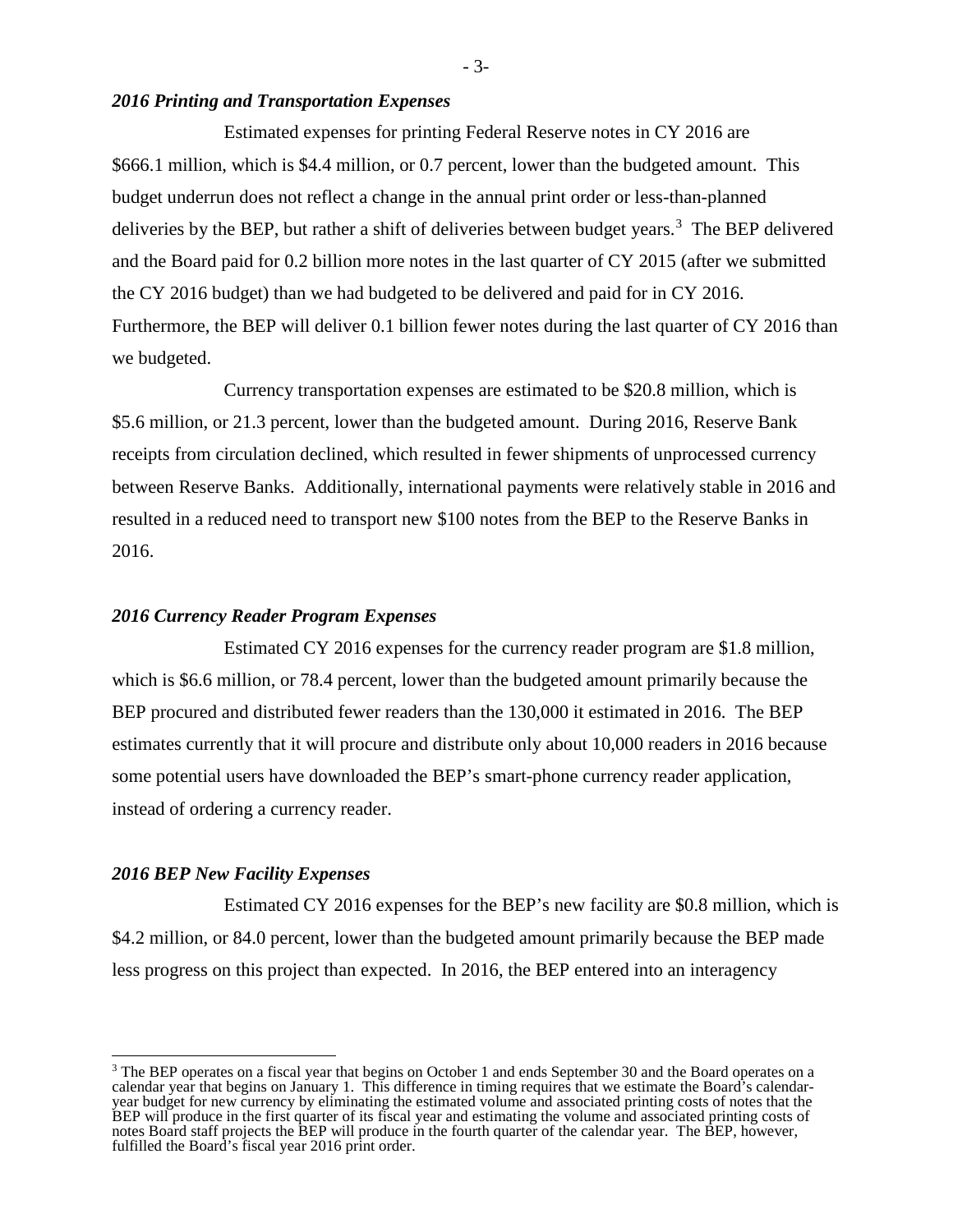### *2016 Printing and Transportation Expenses*

Estimated expenses for printing Federal Reserve notes in CY 2016 are $666.1 million, which is $4.4 million, or 0.7 percent, lower than the budgeted amount. This budget underrun does not reflect a change in the annual print order or less-than-planned deliveries by the BEP, but rather a shift of deliveries between budget years.[3] The BEP delivered and the Board paid for 0.2 billion more notes in the last quarter of CY 2015 (after we submitted the CY 2016 budget) than we had budgeted to be delivered and paid for in CY 2016. Furthermore, the BEP will deliver 0.1 billion fewer notes during the last quarter of CY 2016 than we budgeted.

Currency transportation expenses are estimated to be $20.8 million, which is $5.6 million, or 21.3 percent, lower than the budgeted amount. During 2016, Reserve Bank receipts from circulation declined, which resulted in fewer shipments of unprocessed currency between Reserve Banks. Additionally, international payments were relatively stable in 2016 and resulted in a reduced need to transport new $100 notes from the BEP to the Reserve Banks in 2016.

### *2016 Currency Reader Program Expenses*

Estimated CY 2016 expenses for the currency reader program are $1.8 million, which is $6.6 million, or 78.4 percent, lower than the budgeted amount primarily because the BEP procured and distributed fewer readers than the 130,000 it estimated in 2016. The BEP estimates currently that it will procure and distribute only about 10,000 readers in 2016 because some potential users have downloaded the BEP's smart-phone currency reader application, instead of ordering a currency reader.

### *2016 BEP New Facility Expenses*

Estimated CY 2016 expenses for the BEP's new facility are $0.8 million, which is $4.2 million, or 84.0 percent, lower than the budgeted amount primarily because the BEP made less progress on this project than expected. In 2016, the BEP entered into an interagency

---

[3] The BEP operates on a fiscal year that begins on October 1 and ends September 30 and the Board operates on a calendar year that begins on January 1. This difference in timing requires that we estimate the Board's calendar-year budget for new currency by eliminating the estimated volume and associated printing costs of notes that the BEP will produce in the first quarter of its fiscal year and estimating the volume and associated printing costs of notes Board staff projects the BEP will produce in the fourth quarter of the calendar year. The BEP, however, fulfilled the Board's fiscal year 2016 print order.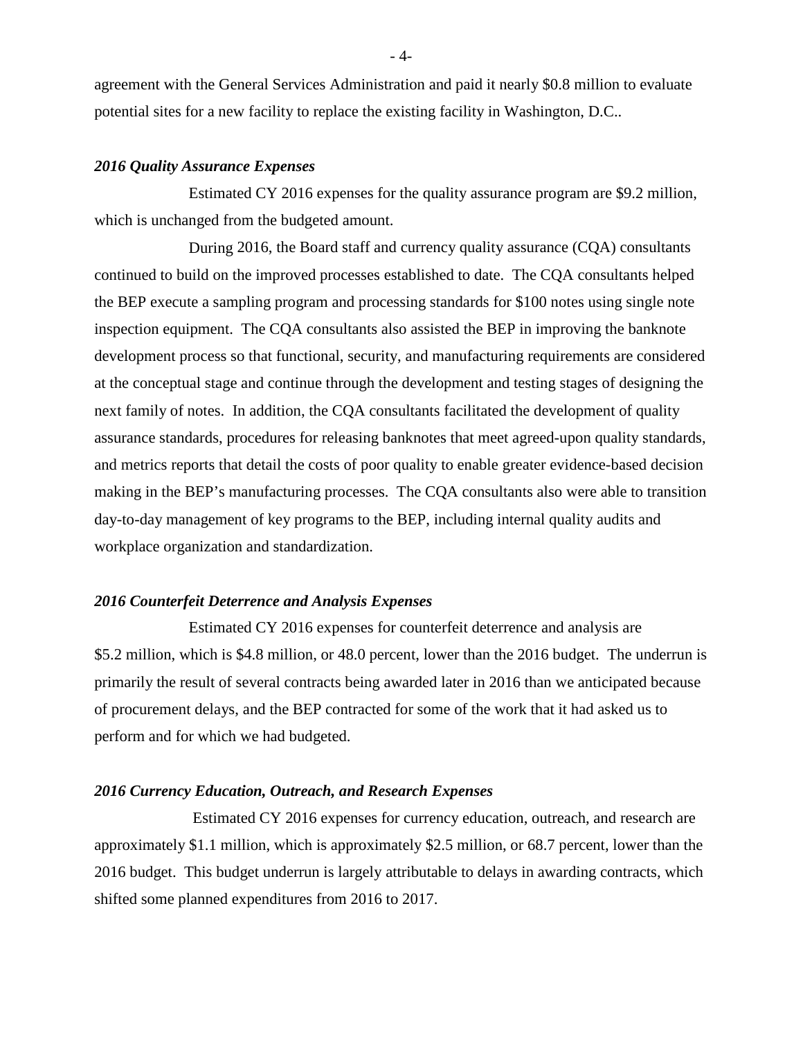agreement with the General Services Administration and paid it nearly $0.8 million to evaluate potential sites for a new facility to replace the existing facility in Washington, D.C..

***2016 Quality Assurance Expenses***

Estimated CY 2016 expenses for the quality assurance program are $9.2 million, which is unchanged from the budgeted amount.

During 2016, the Board staff and currency quality assurance (CQA) consultants continued to build on the improved processes established to date. The CQA consultants helped the BEP execute a sampling program and processing standards for $100 notes using single note inspection equipment. The CQA consultants also assisted the BEP in improving the banknote development process so that functional, security, and manufacturing requirements are considered at the conceptual stage and continue through the development and testing stages of designing the next family of notes. In addition, the CQA consultants facilitated the development of quality assurance standards, procedures for releasing banknotes that meet agreed-upon quality standards, and metrics reports that detail the costs of poor quality to enable greater evidence-based decision making in the BEP's manufacturing processes. The CQA consultants also were able to transition day-to-day management of key programs to the BEP, including internal quality audits and workplace organization and standardization.

***2016 Counterfeit Deterrence and Analysis Expenses***

Estimated CY 2016 expenses for counterfeit deterrence and analysis are $5.2 million, which is $4.8 million, or 48.0 percent, lower than the 2016 budget. The underrun is primarily the result of several contracts being awarded later in 2016 than we anticipated because of procurement delays, and the BEP contracted for some of the work that it had asked us to perform and for which we had budgeted.

***2016 Currency Education, Outreach, and Research Expenses***

Estimated CY 2016 expenses for currency education, outreach, and research are approximately $1.1 million, which is approximately $2.5 million, or 68.7 percent, lower than the 2016 budget. This budget underrun is largely attributable to delays in awarding contracts, which shifted some planned expenditures from 2016 to 2017.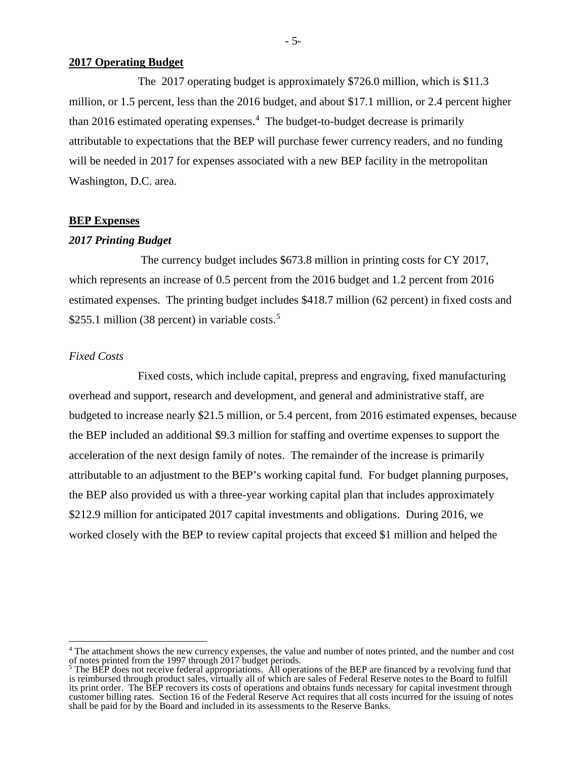## 2017 Operating Budget

The 2017 operating budget is approximately $726.0 million, which is $11.3 million, or 1.5 percent, less than the 2016 budget, and about $17.1 million, or 2.4 percent higher than 2016 estimated operating expenses.[4] The budget-to-budget decrease is primarily attributable to expectations that the BEP will purchase fewer currency readers, and no funding will be needed in 2017 for expenses associated with a new BEP facility in the metropolitan Washington, D.C. area.

## BEP Expenses

### *2017 Printing Budget*

The currency budget includes $673.8 million in printing costs for CY 2017, which represents an increase of 0.5 percent from the 2016 budget and 1.2 percent from 2016 estimated expenses. The printing budget includes $418.7 million (62 percent) in fixed costs and $255.1 million (38 percent) in variable costs.[5]

*Fixed Costs*

Fixed costs, which include capital, prepress and engraving, fixed manufacturing overhead and support, research and development, and general and administrative staff, are budgeted to increase nearly $21.5 million, or 5.4 percent, from 2016 estimated expenses, because the BEP included an additional $9.3 million for staffing and overtime expenses to support the acceleration of the next design family of notes. The remainder of the increase is primarily attributable to an adjustment to the BEP's working capital fund. For budget planning purposes, the BEP also provided us with a three-year working capital plan that includes approximately $212.9 million for anticipated 2017 capital investments and obligations. During 2016, we worked closely with the BEP to review capital projects that exceed $1 million and helped the

---

[4] The attachment shows the new currency expenses, the value and number of notes printed, and the number and cost of notes printed from the 1997 through 2017 budget periods.

[5] The BEP does not receive federal appropriations. All operations of the BEP are financed by a revolving fund that is reimbursed through product sales, virtually all of which are sales of Federal Reserve notes to the Board to fulfill its print order. The BEP recovers its costs of operations and obtains funds necessary for capital investment through customer billing rates. Section 16 of the Federal Reserve Act requires that all costs incurred for the issuing of notes shall be paid for by the Board and included in its assessments to the Reserve Banks.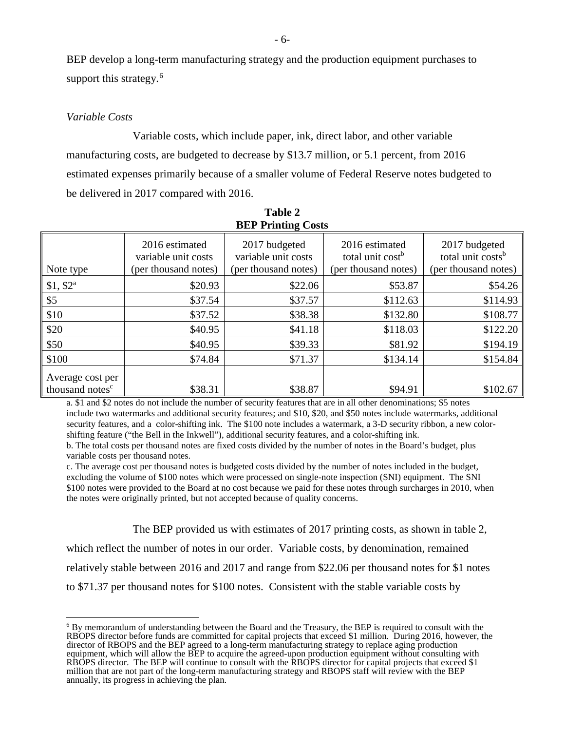BEP develop a long-term manufacturing strategy and the production equipment purchases to support this strategy.[6]

*Variable Costs*

Variable costs, which include paper, ink, direct labor, and other variable manufacturing costs, are budgeted to decrease by $13.7 million, or 5.1 percent, from 2016 estimated expenses primarily because of a smaller volume of Federal Reserve notes budgeted to be delivered in 2017 compared with 2016.

**Table 2**
**BEP Printing Costs**

| Note type | 2016 estimated variable unit costs (per thousand notes) | 2017 budgeted variable unit costs (per thousand notes) | 2016 estimated total unit cost[b] (per thousand notes) | 2017 budgeted total unit costs[b] (per thousand notes) |
|---|---|---|---|---|
| $1, $2[a] | $20.93 | $22.06 | $53.87 | $54.26 |
| $5 | $37.54 | $37.57 | $112.63 | $114.93 |
| $10 | $37.52 | $38.38 | $132.80 | $108.77 |
| $20 | $40.95 | $41.18 | $118.03 | $122.20 |
| $50 | $40.95 | $39.33 | $81.92 | $194.19 |
| $100 | $74.84 | $71.37 | $134.14 | $154.84 |
| Average cost per thousand notes[c] | $38.31 | $38.87 | $94.91 | $102.67 |

a. $1 and $2 notes do not include the number of security features that are in all other denominations; $5 notes include two watermarks and additional security features; and $10, $20, and $50 notes include watermarks, additional security features, and a color-shifting ink. The $100 note includes a watermark, a 3-D security ribbon, a new color-shifting feature ("the Bell in the Inkwell"), additional security features, and a color-shifting ink.
b. The total costs per thousand notes are fixed costs divided by the number of notes in the Board's budget, plus variable costs per thousand notes.
c. The average cost per thousand notes is budgeted costs divided by the number of notes included in the budget, excluding the volume of $100 notes which were processed on single-note inspection (SNI) equipment. The SNI $100 notes were provided to the Board at no cost because we paid for these notes through surcharges in 2010, when the notes were originally printed, but not accepted because of quality concerns.

The BEP provided us with estimates of 2017 printing costs, as shown in table 2, which reflect the number of notes in our order. Variable costs, by denomination, remained relatively stable between 2016 and 2017 and range from $22.06 per thousand notes for $1 notes to $71.37 per thousand notes for $100 notes. Consistent with the stable variable costs by

[6] By memorandum of understanding between the Board and the Treasury, the BEP is required to consult with the RBOPS director before funds are committed for capital projects that exceed $1 million. During 2016, however, the director of RBOPS and the BEP agreed to a long-term manufacturing strategy to replace aging production equipment, which will allow the BEP to acquire the agreed-upon production equipment without consulting with RBOPS director. The BEP will continue to consult with the RBOPS director for capital projects that exceed $1 million that are not part of the long-term manufacturing strategy and RBOPS staff will review with the BEP annually, its progress in achieving the plan.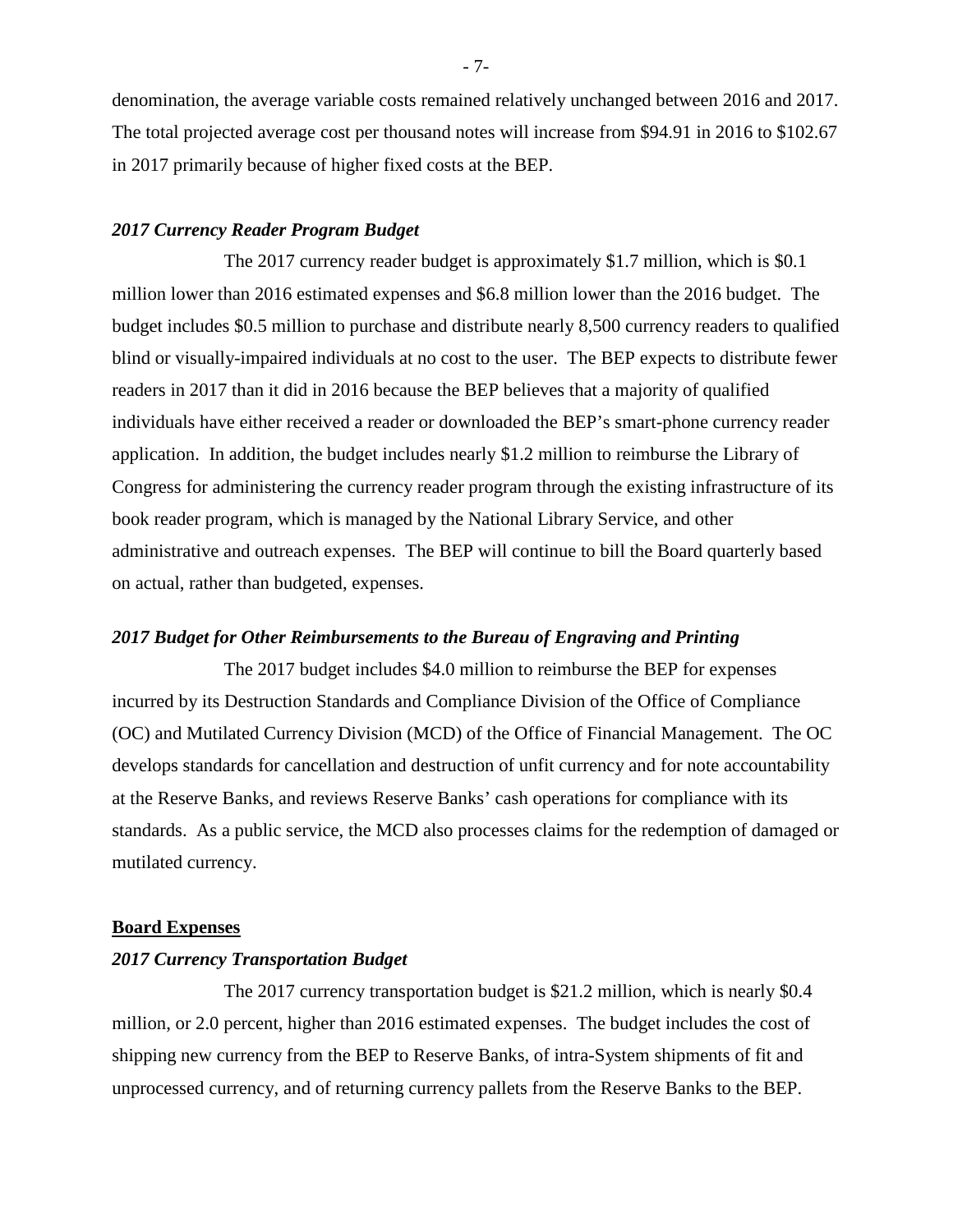denomination, the average variable costs remained relatively unchanged between 2016 and 2017. The total projected average cost per thousand notes will increase from $94.91 in 2016 to $102.67 in 2017 primarily because of higher fixed costs at the BEP.

### *2017 Currency Reader Program Budget*

The 2017 currency reader budget is approximately $1.7 million, which is $0.1 million lower than 2016 estimated expenses and $6.8 million lower than the 2016 budget. The budget includes $0.5 million to purchase and distribute nearly 8,500 currency readers to qualified blind or visually-impaired individuals at no cost to the user. The BEP expects to distribute fewer readers in 2017 than it did in 2016 because the BEP believes that a majority of qualified individuals have either received a reader or downloaded the BEP's smart-phone currency reader application. In addition, the budget includes nearly $1.2 million to reimburse the Library of Congress for administering the currency reader program through the existing infrastructure of its book reader program, which is managed by the National Library Service, and other administrative and outreach expenses. The BEP will continue to bill the Board quarterly based on actual, rather than budgeted, expenses.

### *2017 Budget for Other Reimbursements to the Bureau of Engraving and Printing*

The 2017 budget includes $4.0 million to reimburse the BEP for expenses incurred by its Destruction Standards and Compliance Division of the Office of Compliance (OC) and Mutilated Currency Division (MCD) of the Office of Financial Management. The OC develops standards for cancellation and destruction of unfit currency and for note accountability at the Reserve Banks, and reviews Reserve Banks' cash operations for compliance with its standards. As a public service, the MCD also processes claims for the redemption of damaged or mutilated currency.

## Board Expenses

### *2017 Currency Transportation Budget*

The 2017 currency transportation budget is $21.2 million, which is nearly $0.4 million, or 2.0 percent, higher than 2016 estimated expenses. The budget includes the cost of shipping new currency from the BEP to Reserve Banks, of intra-System shipments of fit and unprocessed currency, and of returning currency pallets from the Reserve Banks to the BEP.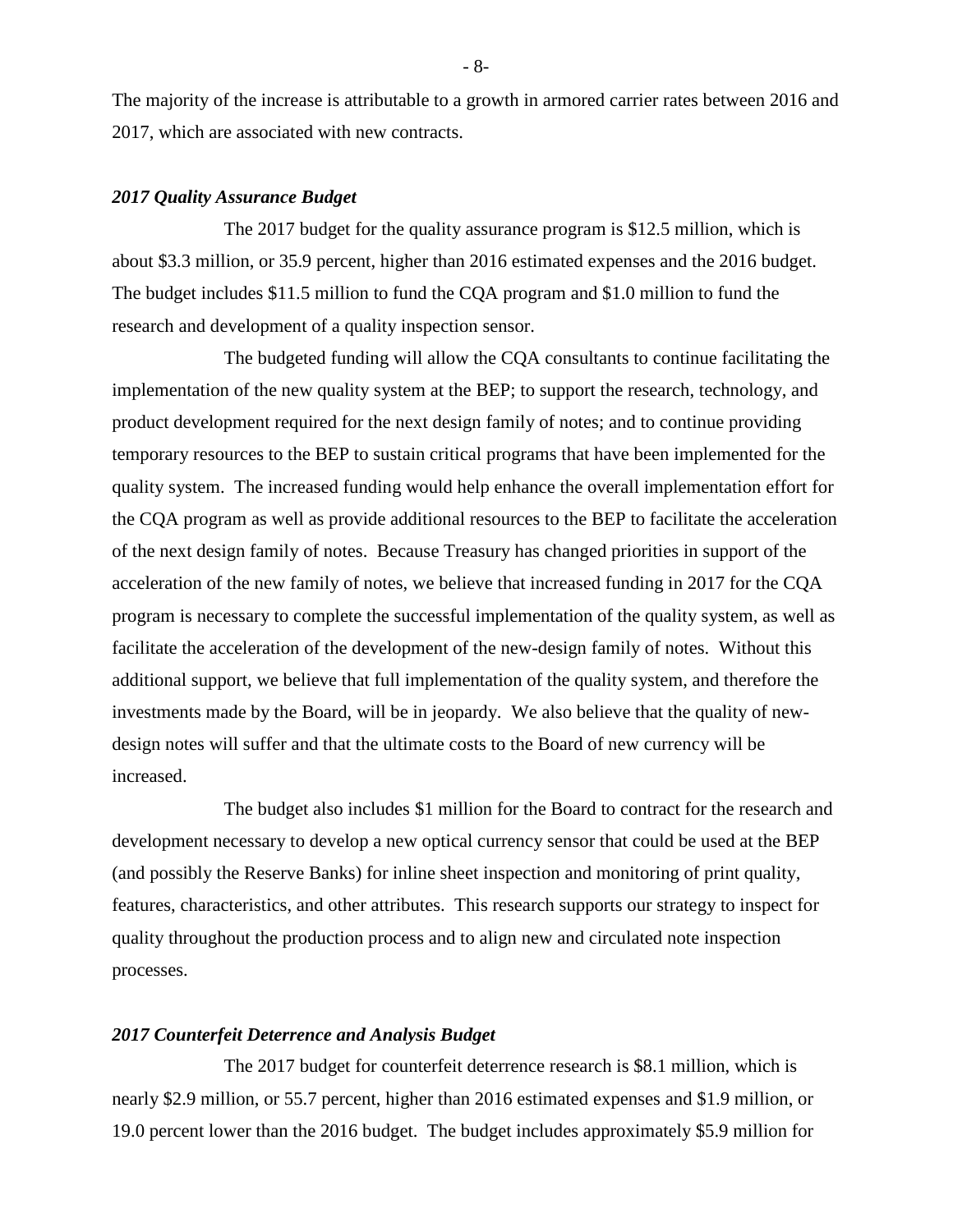The majority of the increase is attributable to a growth in armored carrier rates between 2016 and 2017, which are associated with new contracts.

***2017 Quality Assurance Budget***

The 2017 budget for the quality assurance program is $12.5 million, which is about $3.3 million, or 35.9 percent, higher than 2016 estimated expenses and the 2016 budget. The budget includes $11.5 million to fund the CQA program and $1.0 million to fund the research and development of a quality inspection sensor.

The budgeted funding will allow the CQA consultants to continue facilitating the implementation of the new quality system at the BEP; to support the research, technology, and product development required for the next design family of notes; and to continue providing temporary resources to the BEP to sustain critical programs that have been implemented for the quality system. The increased funding would help enhance the overall implementation effort for the CQA program as well as provide additional resources to the BEP to facilitate the acceleration of the next design family of notes. Because Treasury has changed priorities in support of the acceleration of the new family of notes, we believe that increased funding in 2017 for the CQA program is necessary to complete the successful implementation of the quality system, as well as facilitate the acceleration of the development of the new-design family of notes. Without this additional support, we believe that full implementation of the quality system, and therefore the investments made by the Board, will be in jeopardy. We also believe that the quality of new-design notes will suffer and that the ultimate costs to the Board of new currency will be increased.

The budget also includes $1 million for the Board to contract for the research and development necessary to develop a new optical currency sensor that could be used at the BEP (and possibly the Reserve Banks) for inline sheet inspection and monitoring of print quality, features, characteristics, and other attributes. This research supports our strategy to inspect for quality throughout the production process and to align new and circulated note inspection processes.

***2017 Counterfeit Deterrence and Analysis Budget***

The 2017 budget for counterfeit deterrence research is $8.1 million, which is nearly $2.9 million, or 55.7 percent, higher than 2016 estimated expenses and $1.9 million, or 19.0 percent lower than the 2016 budget. The budget includes approximately $5.9 million for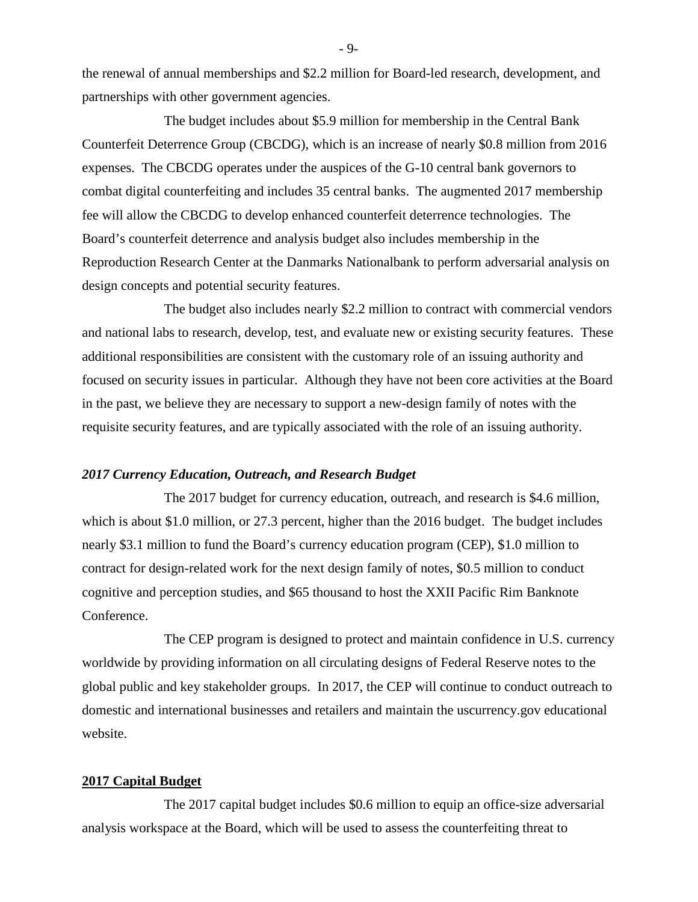the renewal of annual memberships and $2.2 million for Board-led research, development, and partnerships with other government agencies.

The budget includes about $5.9 million for membership in the Central Bank Counterfeit Deterrence Group (CBCDG), which is an increase of nearly $0.8 million from 2016 expenses. The CBCDG operates under the auspices of the G-10 central bank governors to combat digital counterfeiting and includes 35 central banks. The augmented 2017 membership fee will allow the CBCDG to develop enhanced counterfeit deterrence technologies. The Board's counterfeit deterrence and analysis budget also includes membership in the Reproduction Research Center at the Danmarks Nationalbank to perform adversarial analysis on design concepts and potential security features.

The budget also includes nearly $2.2 million to contract with commercial vendors and national labs to research, develop, test, and evaluate new or existing security features. These additional responsibilities are consistent with the customary role of an issuing authority and focused on security issues in particular. Although they have not been core activities at the Board in the past, we believe they are necessary to support a new-design family of notes with the requisite security features, and are typically associated with the role of an issuing authority.

### *2017 Currency Education, Outreach, and Research Budget*

The 2017 budget for currency education, outreach, and research is $4.6 million, which is about $1.0 million, or 27.3 percent, higher than the 2016 budget. The budget includes nearly $3.1 million to fund the Board's currency education program (CEP), $1.0 million to contract for design-related work for the next design family of notes, $0.5 million to conduct cognitive and perception studies, and $65 thousand to host the XXII Pacific Rim Banknote Conference.

The CEP program is designed to protect and maintain confidence in U.S. currency worldwide by providing information on all circulating designs of Federal Reserve notes to the global public and key stakeholder groups. In 2017, the CEP will continue to conduct outreach to domestic and international businesses and retailers and maintain the uscurrency.gov educational website.

## **2017 Capital Budget**

The 2017 capital budget includes $0.6 million to equip an office-size adversarial analysis workspace at the Board, which will be used to assess the counterfeiting threat to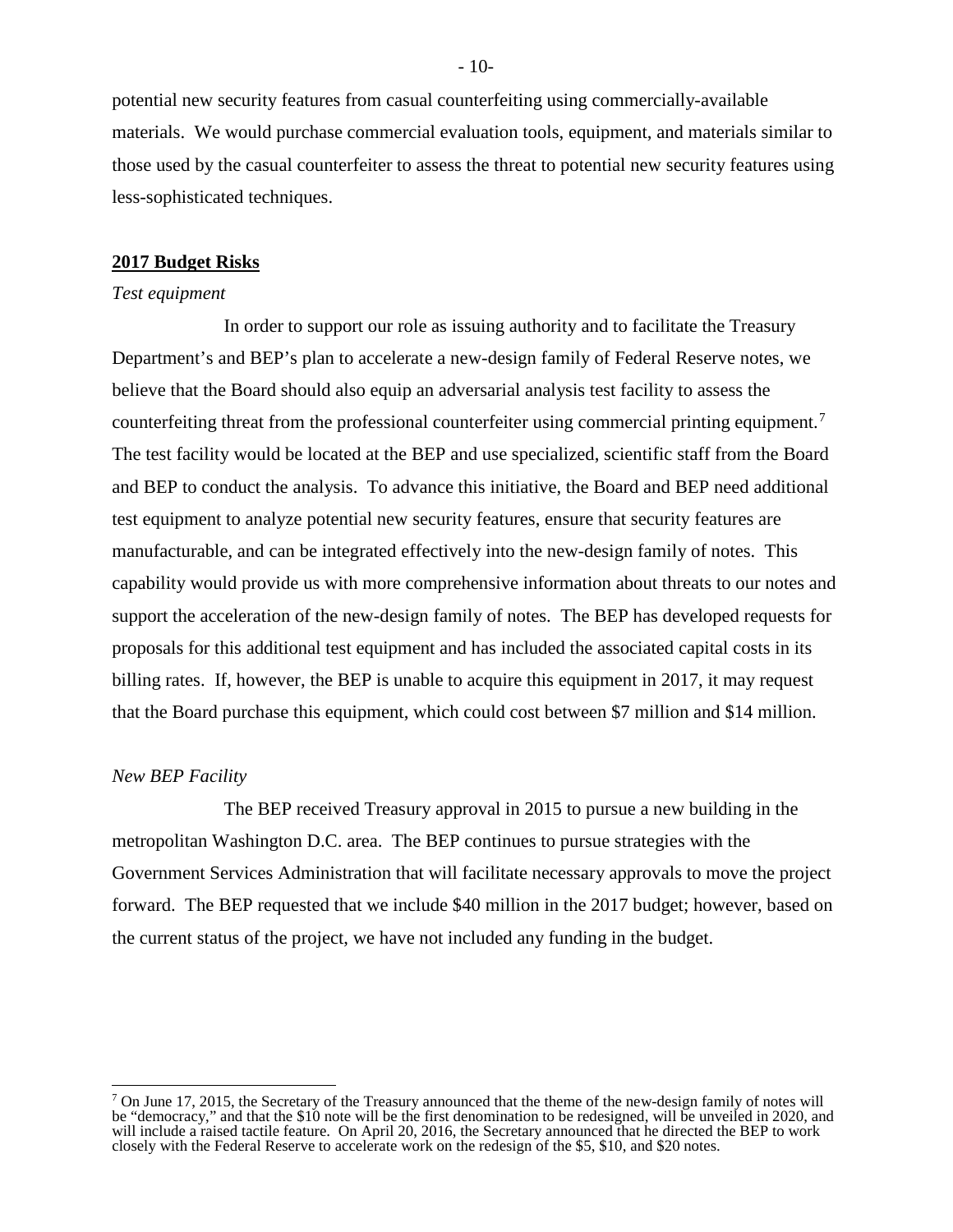potential new security features from casual counterfeiting using commercially-available materials. We would purchase commercial evaluation tools, equipment, and materials similar to those used by the casual counterfeiter to assess the threat to potential new security features using less-sophisticated techniques.

**2017 Budget Risks**

*Test equipment*

In order to support our role as issuing authority and to facilitate the Treasury Department's and BEP's plan to accelerate a new-design family of Federal Reserve notes, we believe that the Board should also equip an adversarial analysis test facility to assess the counterfeiting threat from the professional counterfeiter using commercial printing equipment.[7] The test facility would be located at the BEP and use specialized, scientific staff from the Board and BEP to conduct the analysis. To advance this initiative, the Board and BEP need additional test equipment to analyze potential new security features, ensure that security features are manufacturable, and can be integrated effectively into the new-design family of notes. This capability would provide us with more comprehensive information about threats to our notes and support the acceleration of the new-design family of notes. The BEP has developed requests for proposals for this additional test equipment and has included the associated capital costs in its billing rates. If, however, the BEP is unable to acquire this equipment in 2017, it may request that the Board purchase this equipment, which could cost between $7 million and $14 million.

*New BEP Facility*

The BEP received Treasury approval in 2015 to pursue a new building in the metropolitan Washington D.C. area. The BEP continues to pursue strategies with the Government Services Administration that will facilitate necessary approvals to move the project forward. The BEP requested that we include $40 million in the 2017 budget; however, based on the current status of the project, we have not included any funding in the budget.

---

[7] On June 17, 2015, the Secretary of the Treasury announced that the theme of the new-design family of notes will be "democracy," and that the $10 note will be the first denomination to be redesigned, will be unveiled in 2020, and will include a raised tactile feature. On April 20, 2016, the Secretary announced that he directed the BEP to work closely with the Federal Reserve to accelerate work on the redesign of the $5, $10, and $20 notes.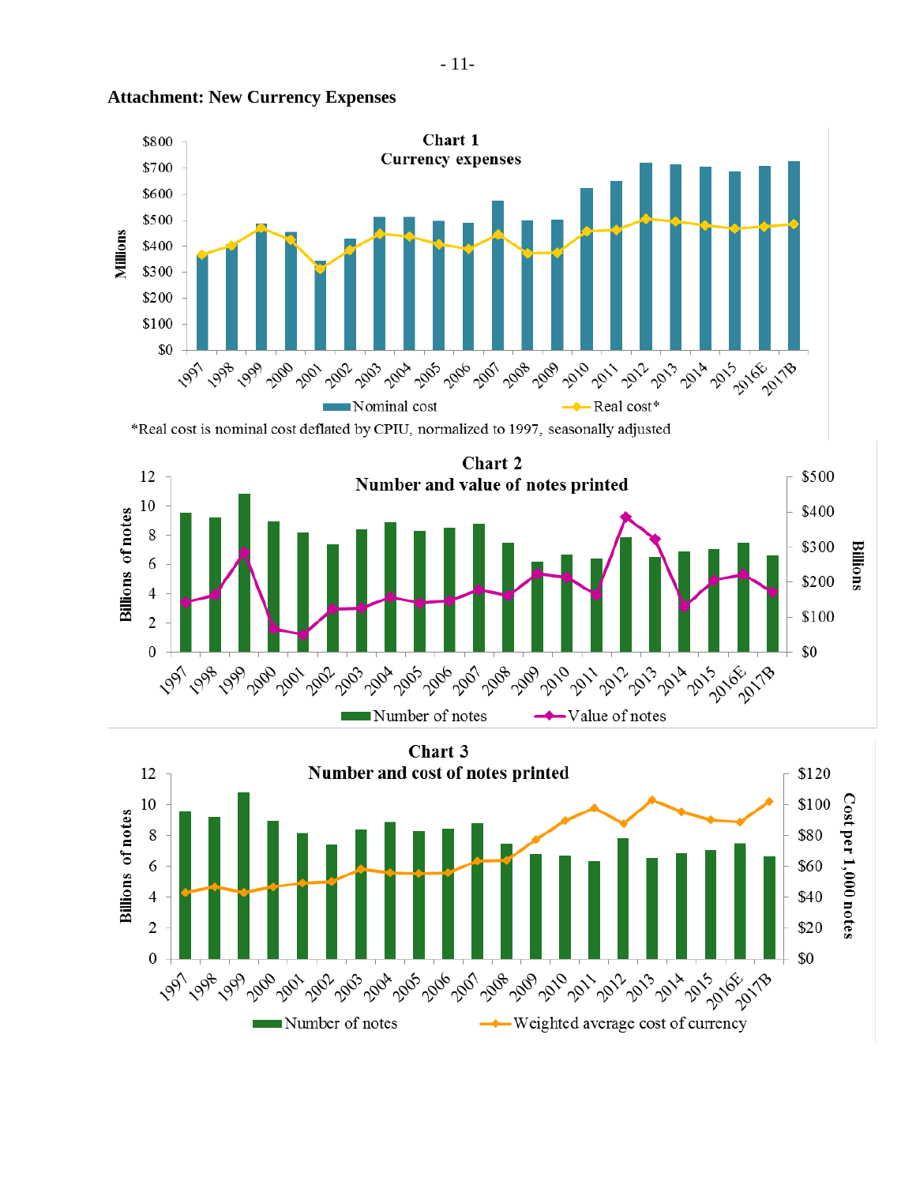## Attachment: New Currency Expenses

**Chart 1**
**Currency expenses**

Millions

Nominal cost — Real cost*

*Real cost is nominal cost deflated by CPIU, normalized to 1997, seasonally adjusted

**Chart 2**
**Number and value of notes printed**

Billions of notes / Billions

Number of notes — Value of notes

**Chart 3**
**Number and cost of notes printed**

Billions of notes / Cost per 1,000 notes

Number of notes — Weighted average cost of currency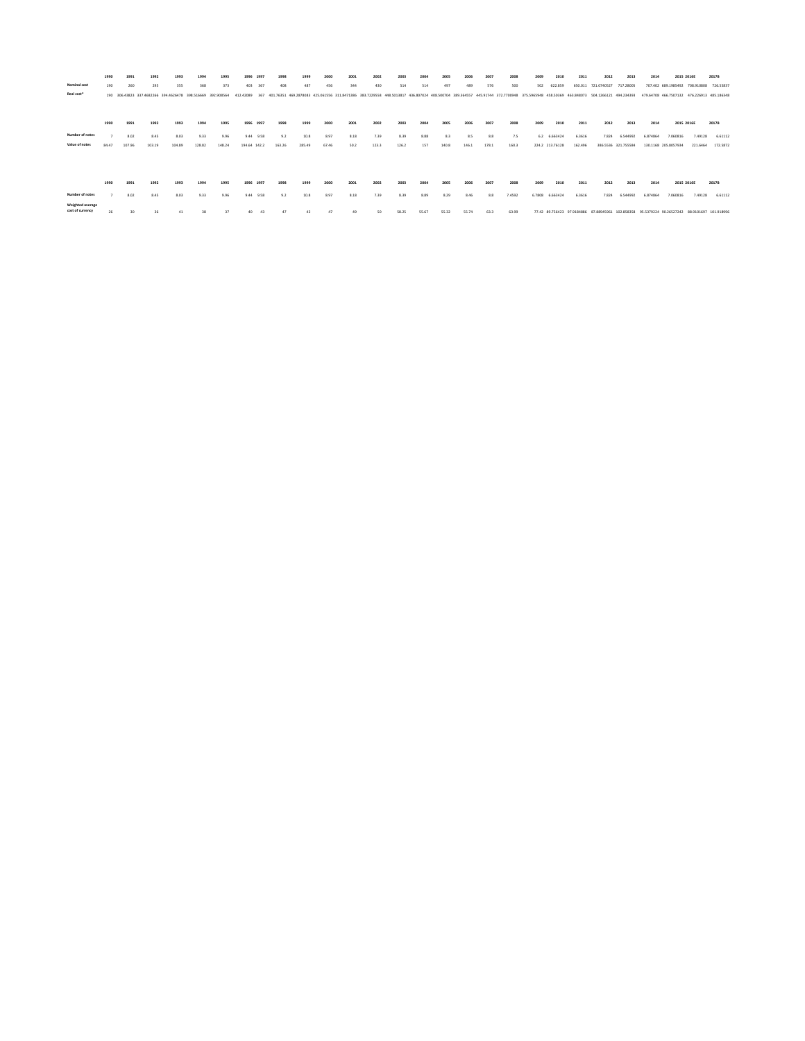| | 1990 | 1991 | 1992 | 1993 | 1994 | 1995 | 1996 | 1997 | 1998 | 1999 | 2000 | 2001 | 2002 | 2003 | 2004 | 2005 | 2006 | 2007 | 2008 | 2009 | 2010 | 2011 | 2012 | 2013 | 2014 | 2015 | 2016E | 2017B |
|---|---|---|---|---|---|---|---|---|---|---|---|---|---|---|---|---|---|---|---|---|---|---|---|---|---|---|---|---|
| Nominal cost | 190 | 260 | 295 | 355 | 368 | 373 | 403 | 367 | 408 | 487 | 456 | 344 | 430 | 514 | 514 | 497 | 489 | 576 | 500 | 502 | 622.859 | 650.011 | 721.0740527 | 717.28005 | 707.402 | 689.1985492 | 708.910808 | 726.55837 |
| Real cost* | 190 | 306.43823 | 337.4682266 | 394.4626478 | 398.516669 | 392.908564 | 412.42089 | 367 | 401.76351 | 469.2878083 | 425.061556 | 311.8471386 | 383.7229558 | 448.5013817 | 436.807024 | 408.500704 | 389.364557 | 445.91744 | 372.7700948 | 375.5965948 | 458.50369 | 463.848073 | 504.1266121 | 494.234393 | 479.64708 | 466.7507132 | 476.226913 | 485.186348 |

| | 1990 | 1991 | 1992 | 1993 | 1994 | 1995 | 1996 | 1997 | 1998 | 1999 | 2000 | 2001 | 2002 | 2003 | 2004 | 2005 | 2006 | 2007 | 2008 | 2009 | 2010 | 2011 | 2012 | 2013 | 2014 | 2015 | 2016E | 2017B |
|---|---|---|---|---|---|---|---|---|---|---|---|---|---|---|---|---|---|---|---|---|---|---|---|---|---|---|---|---|
| Number of notes | 7 | 8.02 | 8.45 | 8.03 | 9.33 | 9.96 | 9.44 | 9.58 | 9.2 | 10.8 | 8.97 | 8.18 | 7.39 | 8.39 | 8.88 | 8.3 | 8.5 | 8.8 | 7.5 | 6.2 | 6.663424 | 6.3616 | 7.824 | 6.544992 | 6.874864 | 7.060816 | 7.49128 | 6.61112 |
| Value of notes | 84.47 | 107.96 | 103.19 | 104.89 | 128.82 | 148.24 | 194.64 | 142.2 | 163.26 | 285.49 | 67.46 | 50.2 | 123.3 | 126.2 | 157 | 140.8 | 146.1 | 178.1 | 160.3 | 224.2 | 213.76128 | 162.496 | 386.5536 | 321.755584 | 130.1168 | 205.8057934 | 221.6464 | 172.5872 |

| | 1990 | 1991 | 1992 | 1993 | 1994 | 1995 | 1996 | 1997 | 1998 | 1999 | 2000 | 2001 | 2002 | 2003 | 2004 | 2005 | 2006 | 2007 | 2008 | 2009 | 2010 | 2011 | 2012 | 2013 | 2014 | 2015 | 2016E | 2017B |
|---|---|---|---|---|---|---|---|---|---|---|---|---|---|---|---|---|---|---|---|---|---|---|---|---|---|---|---|---|
| Number of notes | 7 | 8.02 | 8.45 | 8.03 | 9.33 | 9.96 | 9.44 | 9.58 | 9.2 | 10.8 | 8.97 | 8.18 | 7.39 | 8.39 | 8.89 | 8.29 | 8.46 | 8.8 | 7.4592 | 6.7808 | 6.663424 | 6.3616 | 7.824 | 6.544992 | 6.874864 | 7.060816 | 7.49128 | 6.61112 |
| Weighted average cost of currency | 26 | 30 | 36 | 41 | 38 | 37 | 40 | 43 | 47 | 43 | 47 | 49 | 50 | 58.25 | 55.67 | 55.32 | 55.74 | 63.3 | 63.99 | 77.42 | 89.756423 | 97.9184886 | 87.88945961 | 102.858358 | 95.5379224 | 90.26527242 | 88.9101697 | 101.918996 |